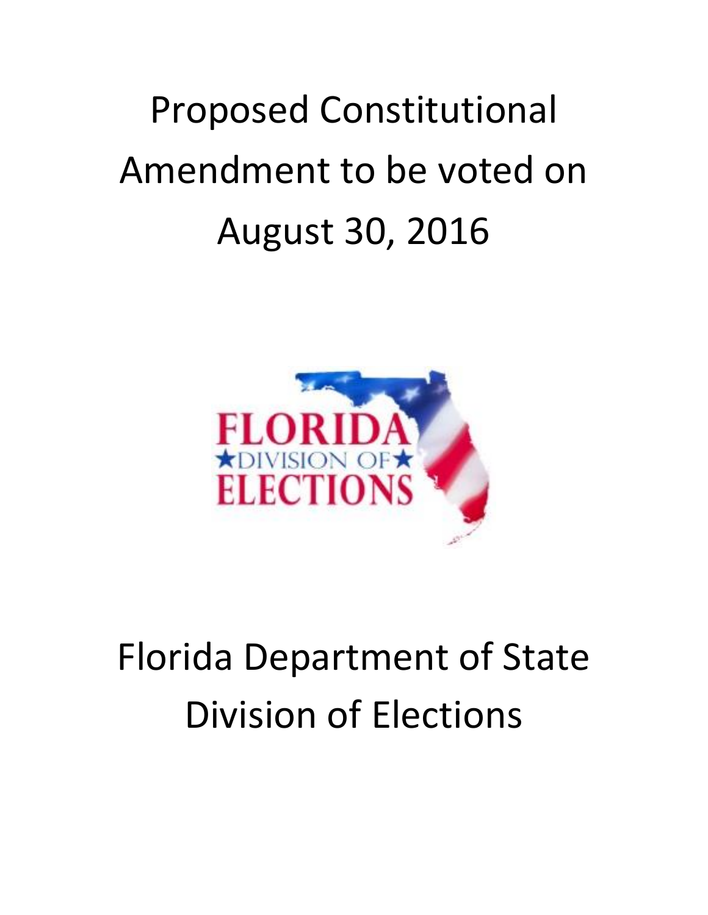# Proposed Constitutional Amendment to be voted on August 30, 2016

FLORIDA ★DIVISION OF★ ELECTIONS

# Florida Department of State Division of Elections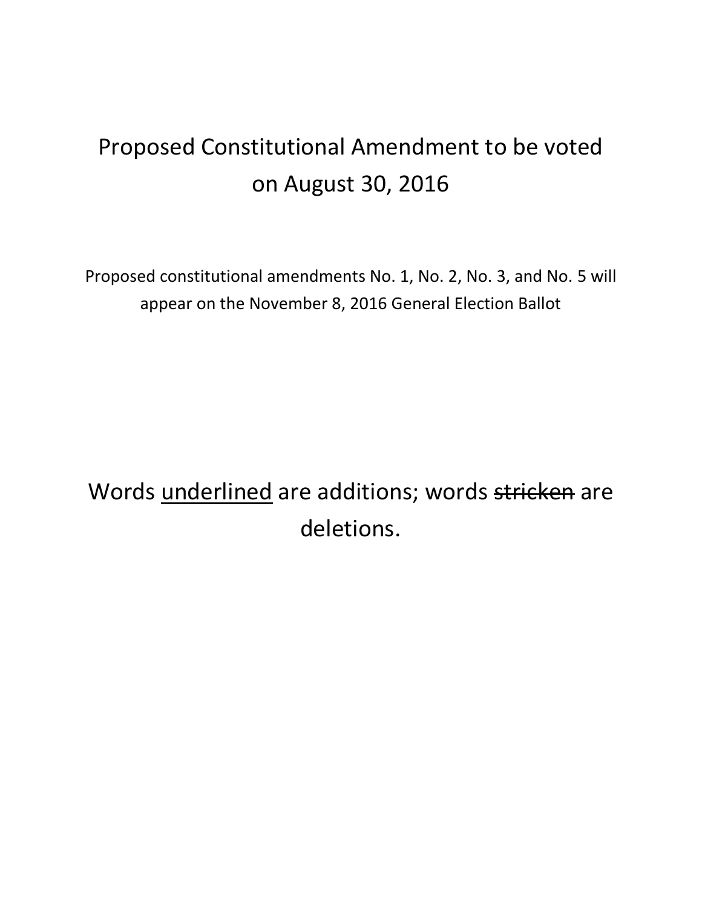# Proposed Constitutional Amendment to be voted on August 30, 2016

Proposed constitutional amendments No. 1, No. 2, No. 3, and No. 5 will appear on the November 8, 2016 General Election Ballot

Words <u>underlined</u> are additions; words ~~stricken~~ are deletions.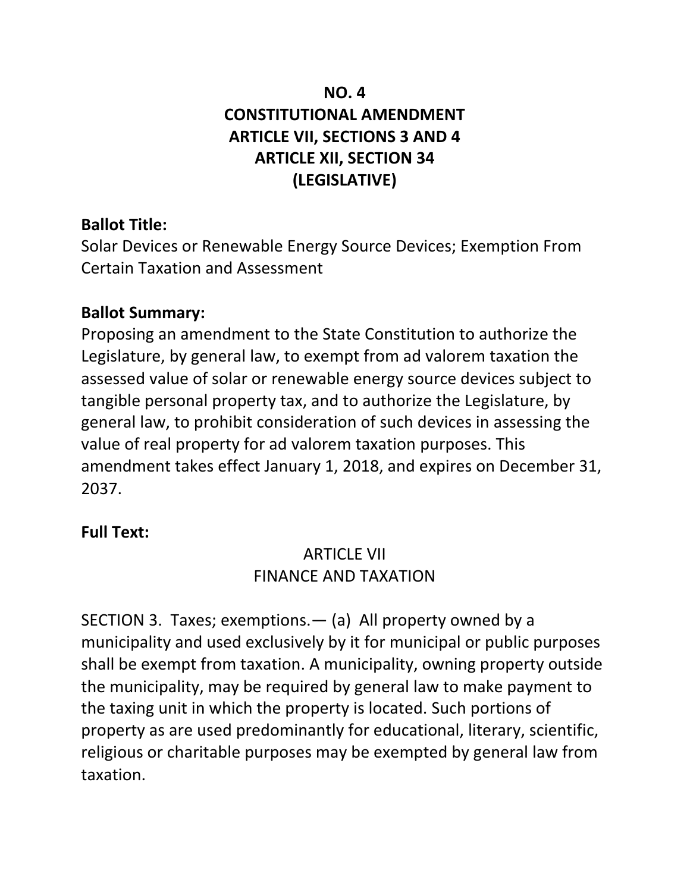# NO. 4
# CONSTITUTIONAL AMENDMENT
# ARTICLE VII, SECTIONS 3 AND 4
# ARTICLE XII, SECTION 34
# (LEGISLATIVE)

**Ballot Title:**
Solar Devices or Renewable Energy Source Devices; Exemption From Certain Taxation and Assessment

**Ballot Summary:**
Proposing an amendment to the State Constitution to authorize the Legislature, by general law, to exempt from ad valorem taxation the assessed value of solar or renewable energy source devices subject to tangible personal property tax, and to authorize the Legislature, by general law, to prohibit consideration of such devices in assessing the value of real property for ad valorem taxation purposes. This amendment takes effect January 1, 2018, and expires on December 31, 2037.

**Full Text:**

ARTICLE VII
FINANCE AND TAXATION

SECTION 3. Taxes; exemptions.— (a) All property owned by a municipality and used exclusively by it for municipal or public purposes shall be exempt from taxation. A municipality, owning property outside the municipality, may be required by general law to make payment to the taxing unit in which the property is located. Such portions of property as are used predominantly for educational, literary, scientific, religious or charitable purposes may be exempted by general law from taxation.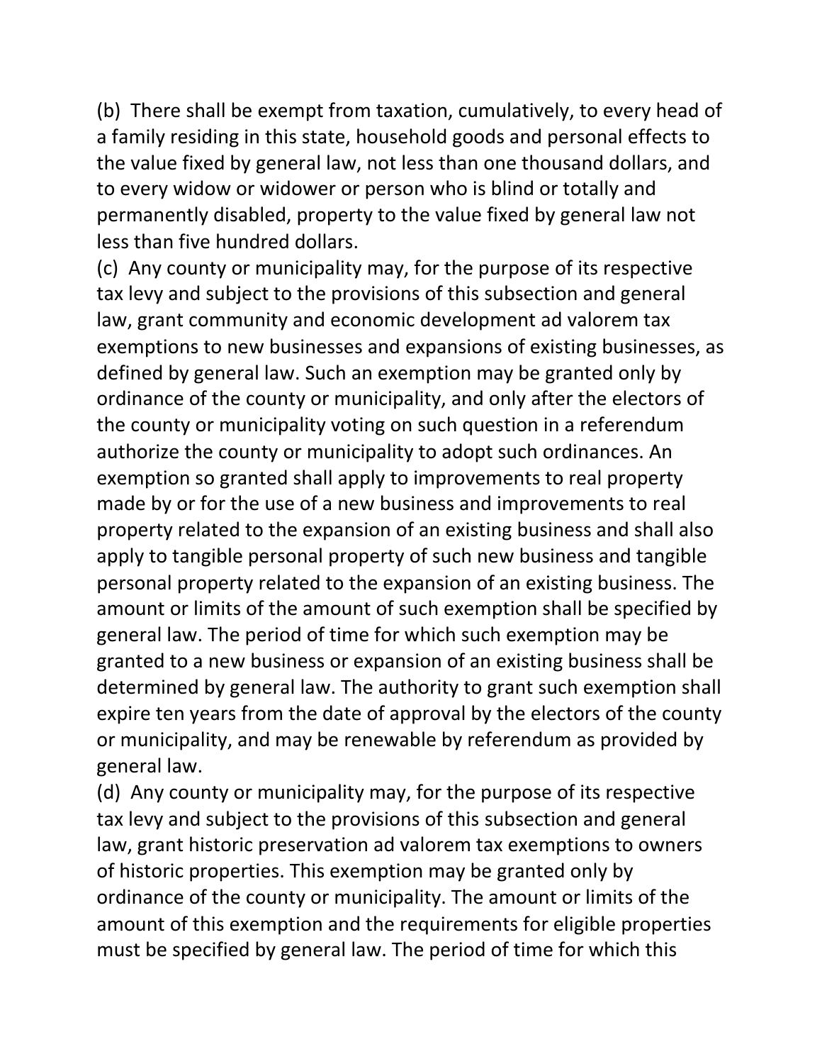(b) There shall be exempt from taxation, cumulatively, to every head of a family residing in this state, household goods and personal effects to the value fixed by general law, not less than one thousand dollars, and to every widow or widower or person who is blind or totally and permanently disabled, property to the value fixed by general law not less than five hundred dollars.

(c) Any county or municipality may, for the purpose of its respective tax levy and subject to the provisions of this subsection and general law, grant community and economic development ad valorem tax exemptions to new businesses and expansions of existing businesses, as defined by general law. Such an exemption may be granted only by ordinance of the county or municipality, and only after the electors of the county or municipality voting on such question in a referendum authorize the county or municipality to adopt such ordinances. An exemption so granted shall apply to improvements to real property made by or for the use of a new business and improvements to real property related to the expansion of an existing business and shall also apply to tangible personal property of such new business and tangible personal property related to the expansion of an existing business. The amount or limits of the amount of such exemption shall be specified by general law. The period of time for which such exemption may be granted to a new business or expansion of an existing business shall be determined by general law. The authority to grant such exemption shall expire ten years from the date of approval by the electors of the county or municipality, and may be renewable by referendum as provided by general law.

(d) Any county or municipality may, for the purpose of its respective tax levy and subject to the provisions of this subsection and general law, grant historic preservation ad valorem tax exemptions to owners of historic properties. This exemption may be granted only by ordinance of the county or municipality. The amount or limits of the amount of this exemption and the requirements for eligible properties must be specified by general law. The period of time for which this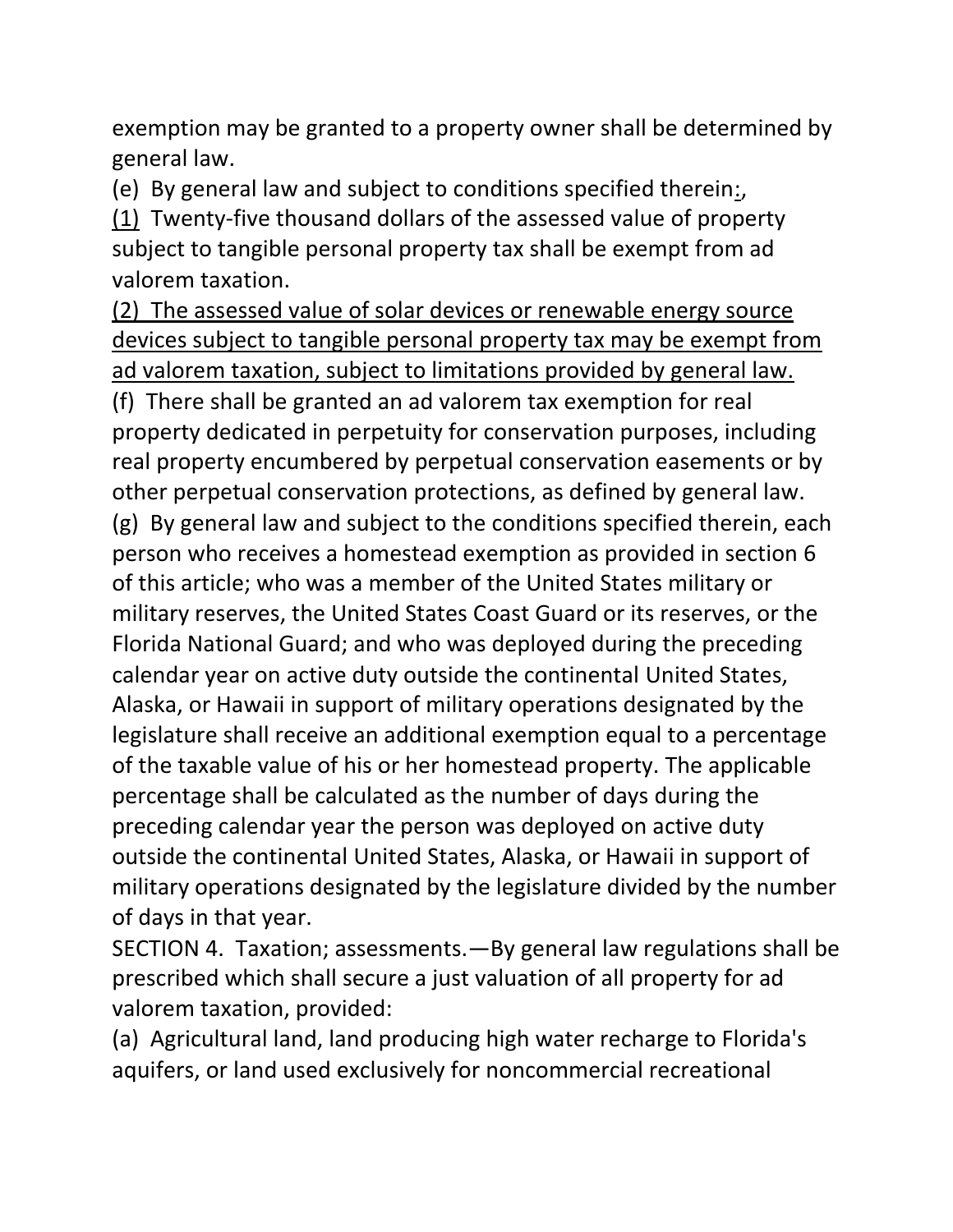exemption may be granted to a property owner shall be determined by general law.

(e) By general law and subject to conditions specified therein:,

<u>(1)</u> Twenty-five thousand dollars of the assessed value of property subject to tangible personal property tax shall be exempt from ad valorem taxation.

<u>(2) The assessed value of solar devices or renewable energy source devices subject to tangible personal property tax may be exempt from ad valorem taxation, subject to limitations provided by general law.</u>

(f) There shall be granted an ad valorem tax exemption for real property dedicated in perpetuity for conservation purposes, including real property encumbered by perpetual conservation easements or by other perpetual conservation protections, as defined by general law.

(g) By general law and subject to the conditions specified therein, each person who receives a homestead exemption as provided in section 6 of this article; who was a member of the United States military or military reserves, the United States Coast Guard or its reserves, or the Florida National Guard; and who was deployed during the preceding calendar year on active duty outside the continental United States, Alaska, or Hawaii in support of military operations designated by the legislature shall receive an additional exemption equal to a percentage of the taxable value of his or her homestead property. The applicable percentage shall be calculated as the number of days during the preceding calendar year the person was deployed on active duty outside the continental United States, Alaska, or Hawaii in support of military operations designated by the legislature divided by the number of days in that year.

SECTION 4. Taxation; assessments.—By general law regulations shall be prescribed which shall secure a just valuation of all property for ad valorem taxation, provided:

(a) Agricultural land, land producing high water recharge to Florida's aquifers, or land used exclusively for noncommercial recreational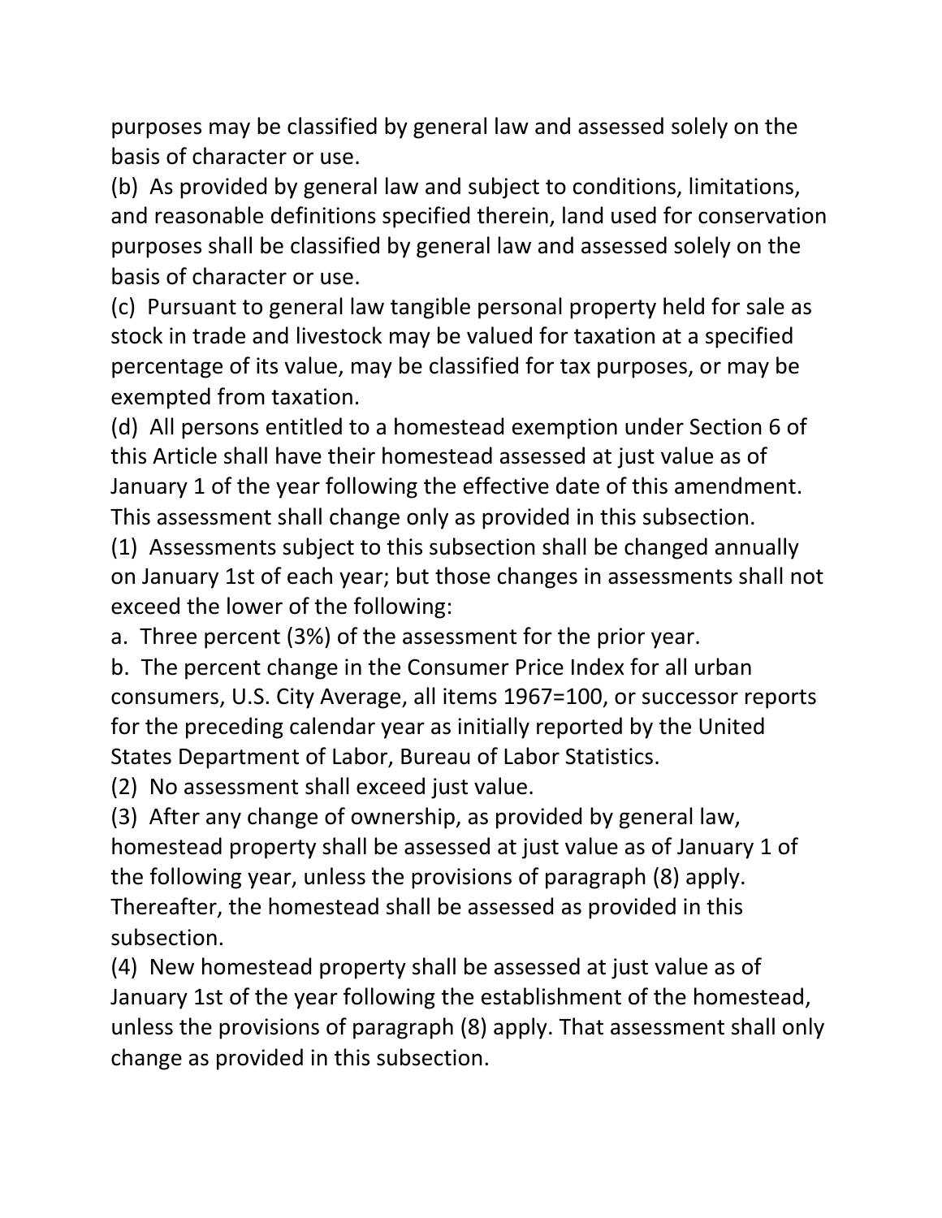purposes may be classified by general law and assessed solely on the basis of character or use.

(b) As provided by general law and subject to conditions, limitations, and reasonable definitions specified therein, land used for conservation purposes shall be classified by general law and assessed solely on the basis of character or use.

(c) Pursuant to general law tangible personal property held for sale as stock in trade and livestock may be valued for taxation at a specified percentage of its value, may be classified for tax purposes, or may be exempted from taxation.

(d) All persons entitled to a homestead exemption under Section 6 of this Article shall have their homestead assessed at just value as of January 1 of the year following the effective date of this amendment. This assessment shall change only as provided in this subsection.

(1) Assessments subject to this subsection shall be changed annually on January 1st of each year; but those changes in assessments shall not exceed the lower of the following:

a. Three percent (3%) of the assessment for the prior year.

b. The percent change in the Consumer Price Index for all urban consumers, U.S. City Average, all items 1967=100, or successor reports for the preceding calendar year as initially reported by the United States Department of Labor, Bureau of Labor Statistics.

(2) No assessment shall exceed just value.

(3) After any change of ownership, as provided by general law, homestead property shall be assessed at just value as of January 1 of the following year, unless the provisions of paragraph (8) apply. Thereafter, the homestead shall be assessed as provided in this subsection.

(4) New homestead property shall be assessed at just value as of January 1st of the year following the establishment of the homestead, unless the provisions of paragraph (8) apply. That assessment shall only change as provided in this subsection.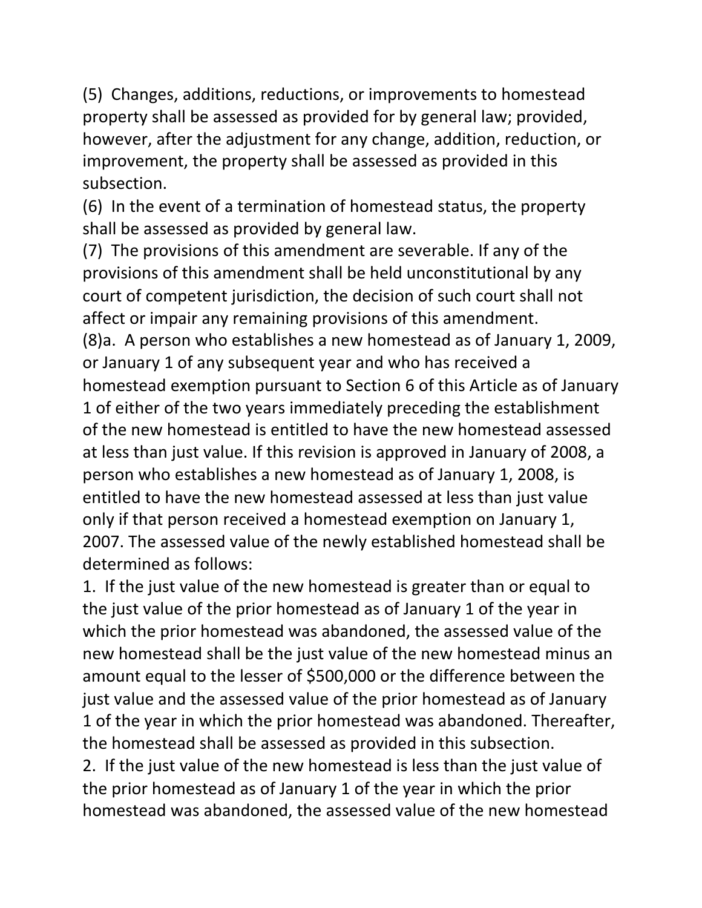(5) Changes, additions, reductions, or improvements to homestead property shall be assessed as provided for by general law; provided, however, after the adjustment for any change, addition, reduction, or improvement, the property shall be assessed as provided in this subsection.

(6) In the event of a termination of homestead status, the property shall be assessed as provided by general law.

(7) The provisions of this amendment are severable. If any of the provisions of this amendment shall be held unconstitutional by any court of competent jurisdiction, the decision of such court shall not affect or impair any remaining provisions of this amendment.

(8)a. A person who establishes a new homestead as of January 1, 2009, or January 1 of any subsequent year and who has received a homestead exemption pursuant to Section 6 of this Article as of January 1 of either of the two years immediately preceding the establishment of the new homestead is entitled to have the new homestead assessed at less than just value. If this revision is approved in January of 2008, a person who establishes a new homestead as of January 1, 2008, is entitled to have the new homestead assessed at less than just value only if that person received a homestead exemption on January 1, 2007. The assessed value of the newly established homestead shall be determined as follows:

1. If the just value of the new homestead is greater than or equal to the just value of the prior homestead as of January 1 of the year in which the prior homestead was abandoned, the assessed value of the new homestead shall be the just value of the new homestead minus an amount equal to the lesser of $500,000 or the difference between the just value and the assessed value of the prior homestead as of January 1 of the year in which the prior homestead was abandoned. Thereafter, the homestead shall be assessed as provided in this subsection.

2. If the just value of the new homestead is less than the just value of the prior homestead as of January 1 of the year in which the prior homestead was abandoned, the assessed value of the new homestead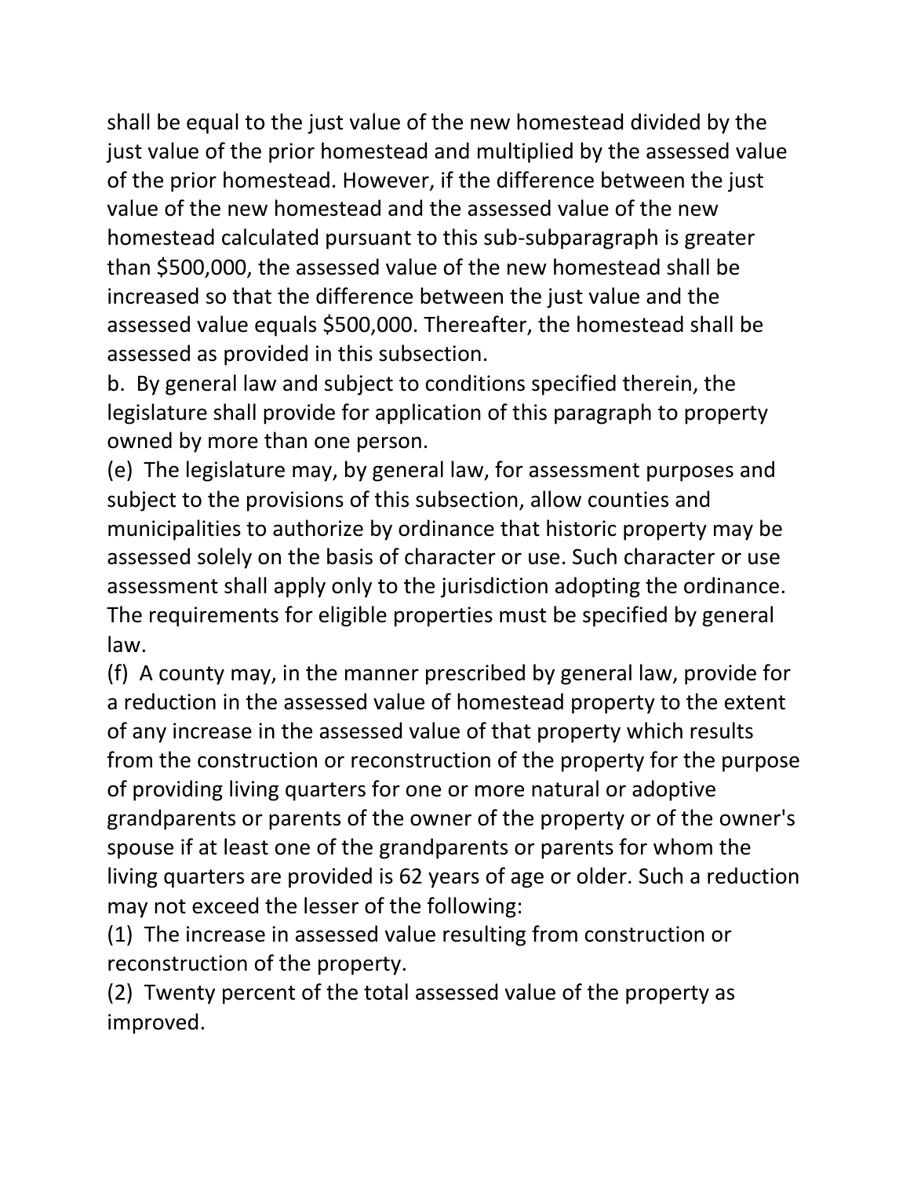shall be equal to the just value of the new homestead divided by the just value of the prior homestead and multiplied by the assessed value of the prior homestead. However, if the difference between the just value of the new homestead and the assessed value of the new homestead calculated pursuant to this sub-subparagraph is greater than $500,000, the assessed value of the new homestead shall be increased so that the difference between the just value and the assessed value equals $500,000. Thereafter, the homestead shall be assessed as provided in this subsection.

b. By general law and subject to conditions specified therein, the legislature shall provide for application of this paragraph to property owned by more than one person.

(e) The legislature may, by general law, for assessment purposes and subject to the provisions of this subsection, allow counties and municipalities to authorize by ordinance that historic property may be assessed solely on the basis of character or use. Such character or use assessment shall apply only to the jurisdiction adopting the ordinance. The requirements for eligible properties must be specified by general law.

(f) A county may, in the manner prescribed by general law, provide for a reduction in the assessed value of homestead property to the extent of any increase in the assessed value of that property which results from the construction or reconstruction of the property for the purpose of providing living quarters for one or more natural or adoptive grandparents or parents of the owner of the property or of the owner's spouse if at least one of the grandparents or parents for whom the living quarters are provided is 62 years of age or older. Such a reduction may not exceed the lesser of the following:

(1) The increase in assessed value resulting from construction or reconstruction of the property.

(2) Twenty percent of the total assessed value of the property as improved.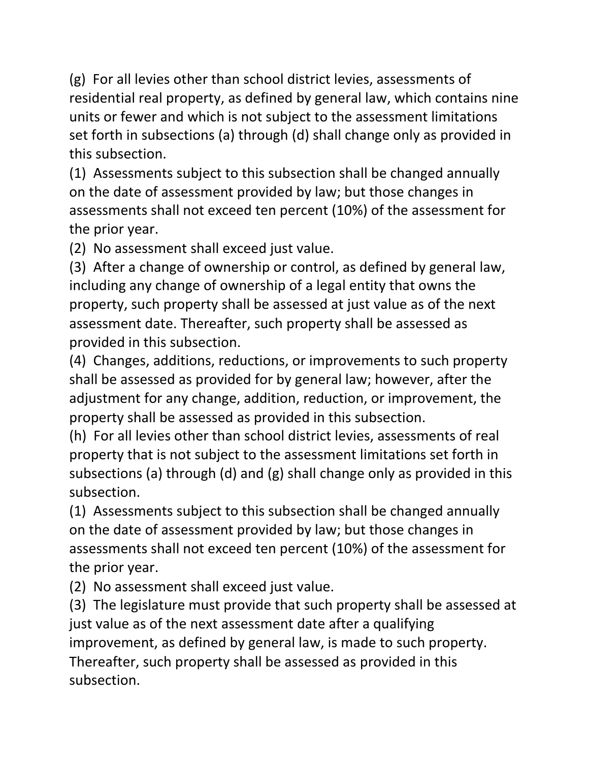(g) For all levies other than school district levies, assessments of residential real property, as defined by general law, which contains nine units or fewer and which is not subject to the assessment limitations set forth in subsections (a) through (d) shall change only as provided in this subsection.

(1) Assessments subject to this subsection shall be changed annually on the date of assessment provided by law; but those changes in assessments shall not exceed ten percent (10%) of the assessment for the prior year.

(2) No assessment shall exceed just value.

(3) After a change of ownership or control, as defined by general law, including any change of ownership of a legal entity that owns the property, such property shall be assessed at just value as of the next assessment date. Thereafter, such property shall be assessed as provided in this subsection.

(4) Changes, additions, reductions, or improvements to such property shall be assessed as provided for by general law; however, after the adjustment for any change, addition, reduction, or improvement, the property shall be assessed as provided in this subsection.

(h) For all levies other than school district levies, assessments of real property that is not subject to the assessment limitations set forth in subsections (a) through (d) and (g) shall change only as provided in this subsection.

(1) Assessments subject to this subsection shall be changed annually on the date of assessment provided by law; but those changes in assessments shall not exceed ten percent (10%) of the assessment for the prior year.

(2) No assessment shall exceed just value.

(3) The legislature must provide that such property shall be assessed at just value as of the next assessment date after a qualifying improvement, as defined by general law, is made to such property. Thereafter, such property shall be assessed as provided in this subsection.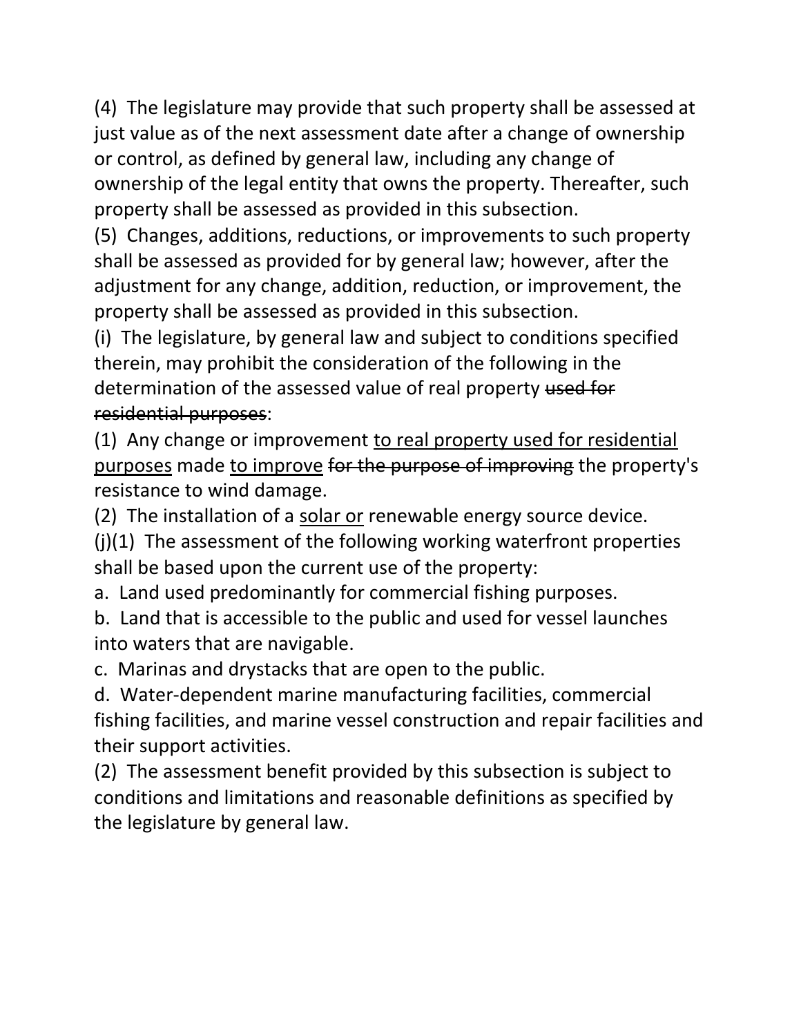(4) The legislature may provide that such property shall be assessed at just value as of the next assessment date after a change of ownership or control, as defined by general law, including any change of ownership of the legal entity that owns the property. Thereafter, such property shall be assessed as provided in this subsection.

(5) Changes, additions, reductions, or improvements to such property shall be assessed as provided for by general law; however, after the adjustment for any change, addition, reduction, or improvement, the property shall be assessed as provided in this subsection.

(i) The legislature, by general law and subject to conditions specified therein, may prohibit the consideration of the following in the determination of the assessed value of real property ~~used for residential purposes~~:

(1) Any change or improvement <u>to real property used for residential purposes</u> made <u>to improve</u> ~~for the purpose of improving~~ the property's resistance to wind damage.

(2) The installation of a <u>solar or</u> renewable energy source device.

(j)(1) The assessment of the following working waterfront properties shall be based upon the current use of the property:

a. Land used predominantly for commercial fishing purposes.

b. Land that is accessible to the public and used for vessel launches into waters that are navigable.

c. Marinas and drystacks that are open to the public.

d. Water-dependent marine manufacturing facilities, commercial fishing facilities, and marine vessel construction and repair facilities and their support activities.

(2) The assessment benefit provided by this subsection is subject to conditions and limitations and reasonable definitions as specified by the legislature by general law.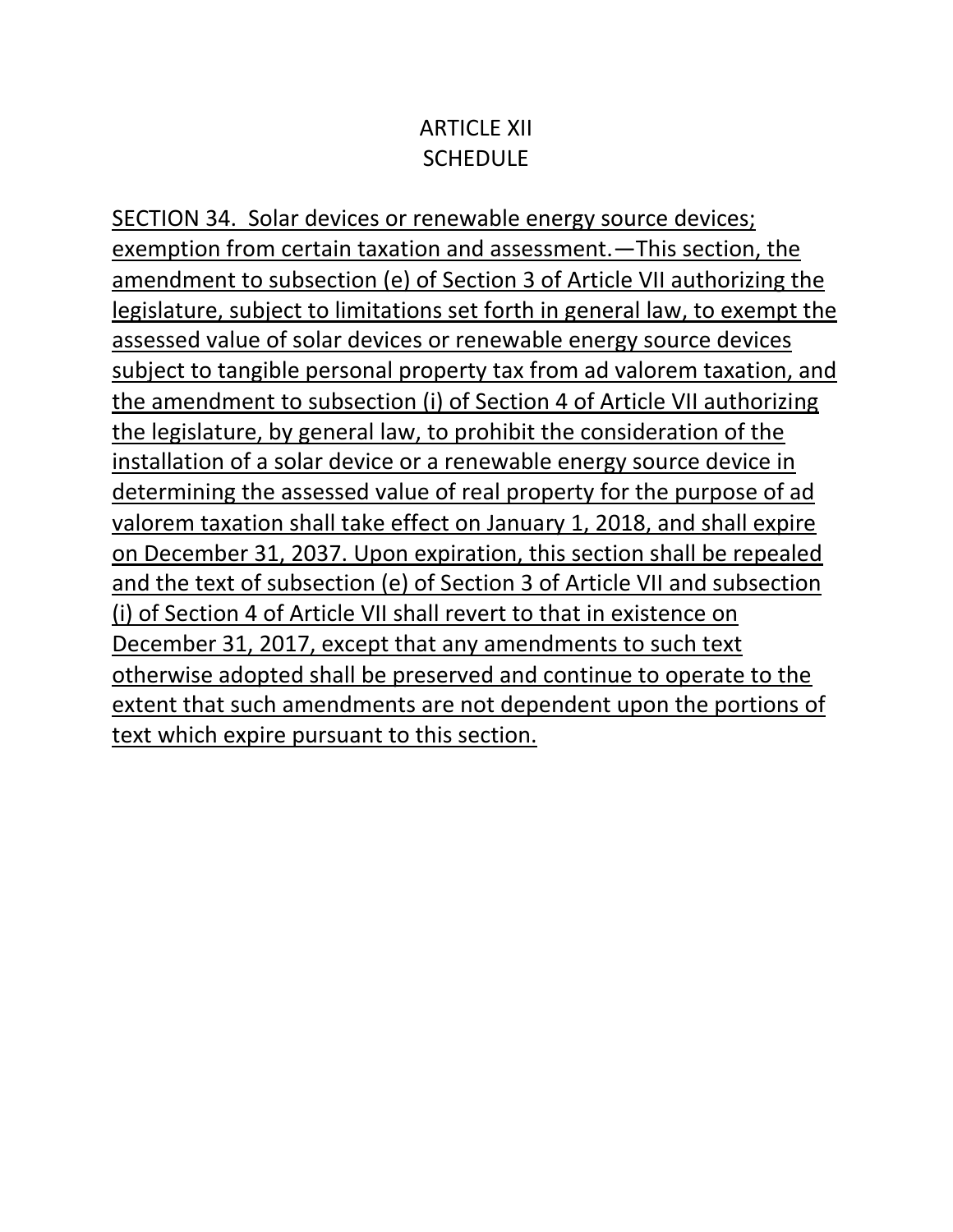# ARTICLE XII
# SCHEDULE

<u>SECTION 34. Solar devices or renewable energy source devices; exemption from certain taxation and assessment.—This section, the amendment to subsection (e) of Section 3 of Article VII authorizing the legislature, subject to limitations set forth in general law, to exempt the assessed value of solar devices or renewable energy source devices subject to tangible personal property tax from ad valorem taxation, and the amendment to subsection (i) of Section 4 of Article VII authorizing the legislature, by general law, to prohibit the consideration of the installation of a solar device or a renewable energy source device in determining the assessed value of real property for the purpose of ad valorem taxation shall take effect on January 1, 2018, and shall expire on December 31, 2037. Upon expiration, this section shall be repealed and the text of subsection (e) of Section 3 of Article VII and subsection (i) of Section 4 of Article VII shall revert to that in existence on December 31, 2017, except that any amendments to such text otherwise adopted shall be preserved and continue to operate to the extent that such amendments are not dependent upon the portions of text which expire pursuant to this section.</u>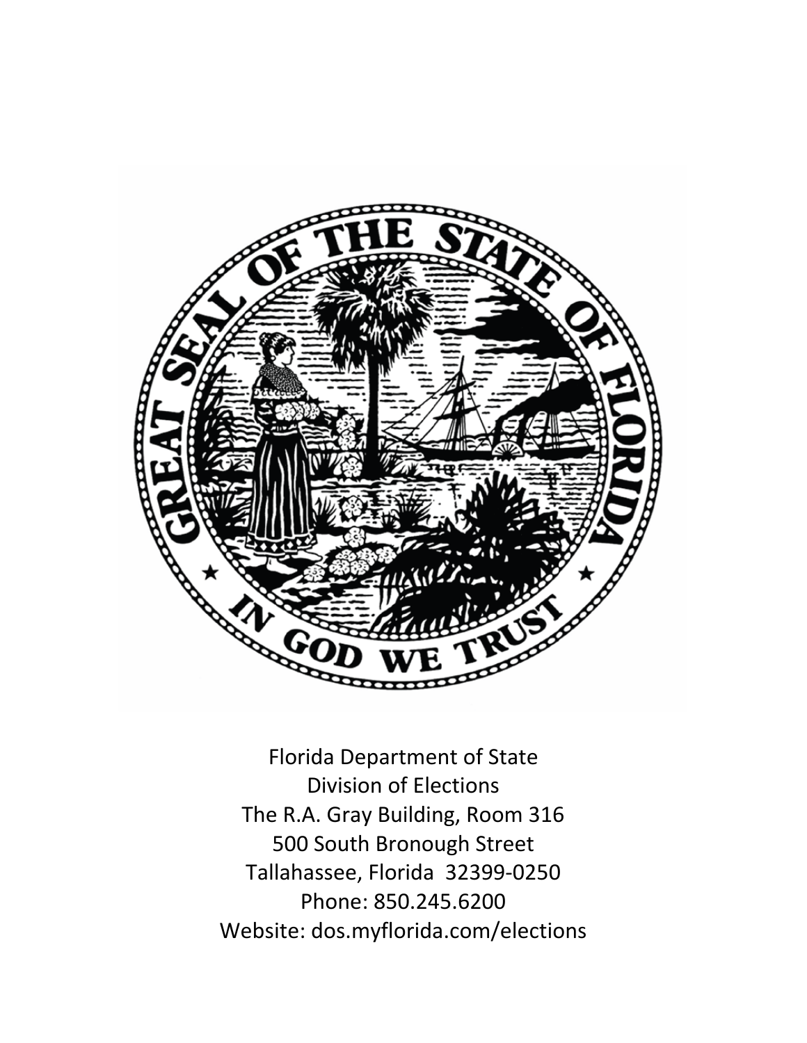Florida Department of State
Division of Elections
The R.A. Gray Building, Room 316
500 South Bronough Street
Tallahassee, Florida 32399-0250
Phone: 850.245.6200
Website: dos.myflorida.com/elections